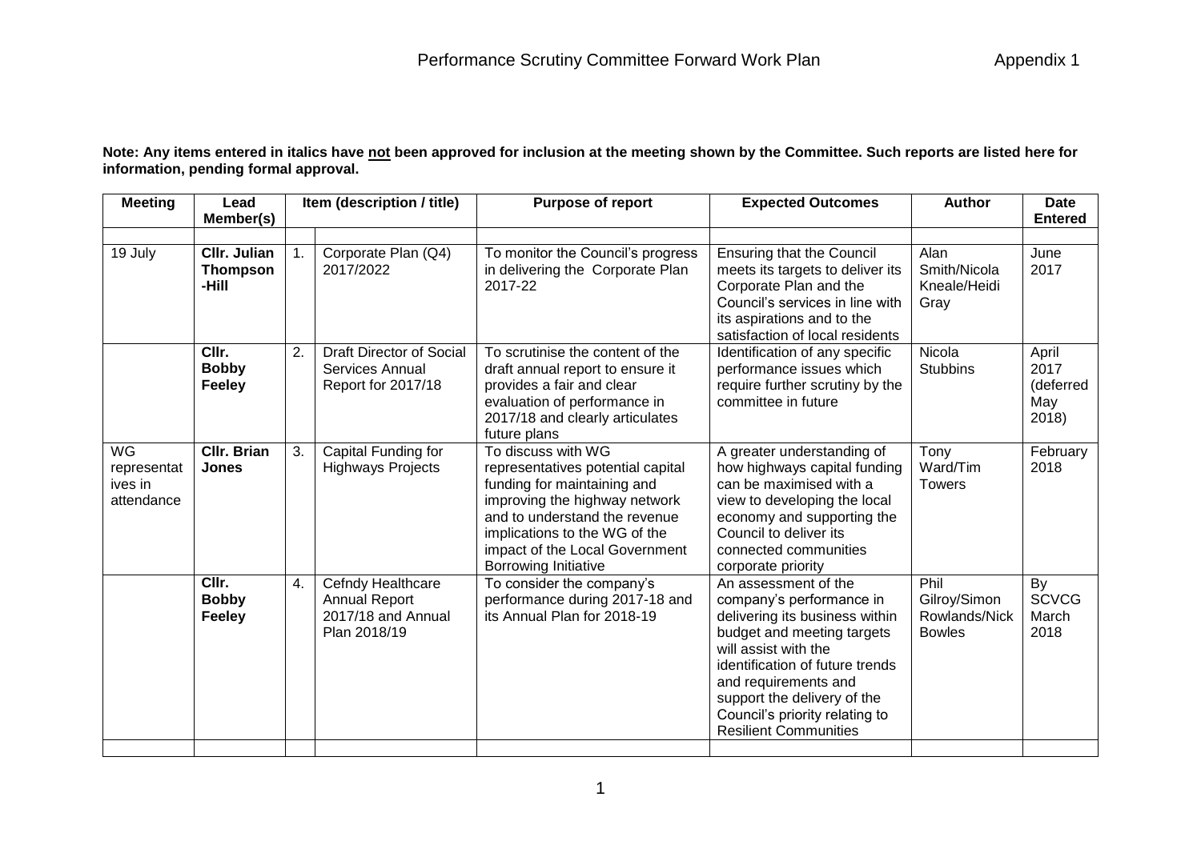# Performance Scrutiny Committee Forward Work Plan

Appendix 1

**Note: Any items entered in italics have not been approved for inclusion at the meeting shown by the Committee. Such reports are listed here for information, pending formal approval.**

| Meeting | Lead Member(s) | | Item (description / title) | Purpose of report | Expected Outcomes | Author | Date Entered |
|---|---|---|---|---|---|---|---|
| | | | | | | | |
| 19 July | **Cllr. Julian Thompson -Hill** | 1. | Corporate Plan (Q4) 2017/2022 | To monitor the Council's progress in delivering the Corporate Plan 2017-22 | Ensuring that the Council meets its targets to deliver its Corporate Plan and the Council's services in line with its aspirations and to the satisfaction of local residents | Alan Smith/Nicola Kneale/Heidi Gray | June 2017 |
| | **Cllr. Bobby Feeley** | 2. | Draft Director of Social Services Annual Report for 2017/18 | To scrutinise the content of the draft annual report to ensure it provides a fair and clear evaluation of performance in 2017/18 and clearly articulates future plans | Identification of any specific performance issues which require further scrutiny by the committee in future | Nicola Stubbins | April 2017 (deferred May 2018) |
| WG representatives in attendance | **Cllr. Brian Jones** | 3. | Capital Funding for Highways Projects | To discuss with WG representatives potential capital funding for maintaining and improving the highway network and to understand the revenue implications to the WG of the impact of the Local Government Borrowing Initiative | A greater understanding of how highways capital funding can be maximised with a view to developing the local economy and supporting the Council to deliver its connected communities corporate priority | Tony Ward/Tim Towers | February 2018 |
| | **Cllr. Bobby Feeley** | 4. | Cefndy Healthcare Annual Report 2017/18 and Annual Plan 2018/19 | To consider the company's performance during 2017-18 and its Annual Plan for 2018-19 | An assessment of the company's performance in delivering its business within budget and meeting targets will assist with the identification of future trends and requirements and support the delivery of the Council's priority relating to Resilient Communities | Phil Gilroy/Simon Rowlands/Nick Bowles | By SCVCG March 2018 |
| | | | | | | | |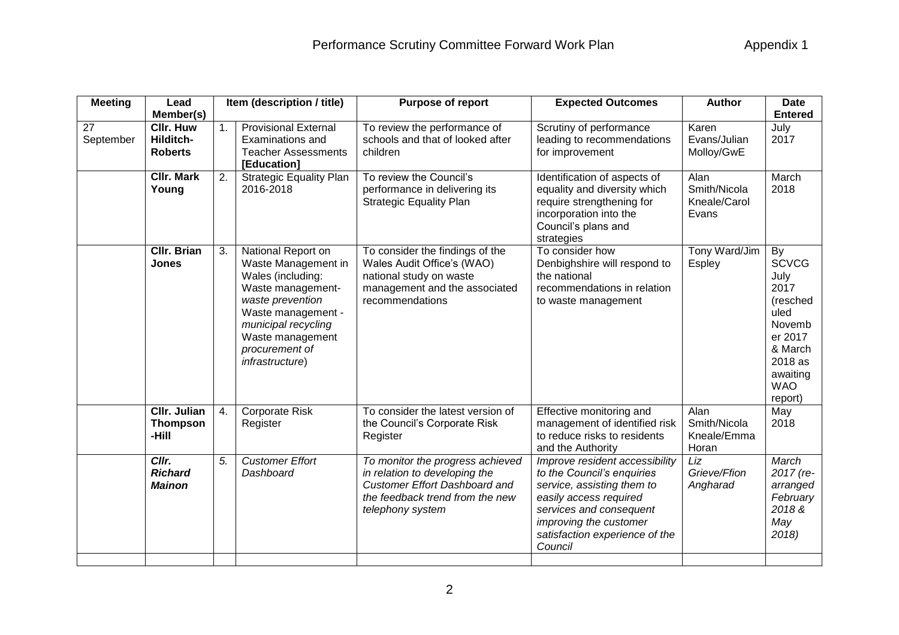# Performance Scrutiny Committee Forward Work Plan

Appendix 1

| Meeting | Lead Member(s) | | Item (description / title) | Purpose of report | Expected Outcomes | Author | Date Entered |
|---|---|---|---|---|---|---|---|
| 27 September | **Cllr. Huw Hilditch-Roberts** | 1. | Provisional External Examinations and Teacher Assessments **[Education]** | To review the performance of schools and that of looked after children | Scrutiny of performance leading to recommendations for improvement | Karen Evans/Julian Molloy/GwE | July 2017 |
| | **Cllr. Mark Young** | 2. | Strategic Equality Plan 2016-2018 | To review the Council's performance in delivering its Strategic Equality Plan | Identification of aspects of equality and diversity which require strengthening for incorporation into the Council's plans and strategies | Alan Smith/Nicola Kneale/Carol Evans | March 2018 |
| | **Cllr. Brian Jones** | 3. | National Report on Waste Management in Wales (including: Waste management- *waste prevention* Waste management - *municipal recycling* Waste management *procurement of infrastructure*) | To consider the findings of the Wales Audit Office's (WAO) national study on waste management and the associated recommendations | To consider how Denbighshire will respond to the national recommendations in relation to waste management | Tony Ward/Jim Espley | By SCVCG July 2017 (rescheduled November 2017 & March 2018 as awaiting WAO report) |
| | **Cllr. Julian Thompson-Hill** | 4. | Corporate Risk Register | To consider the latest version of the Council's Corporate Risk Register | Effective monitoring and management of identified risk to reduce risks to residents and the Authority | Alan Smith/Nicola Kneale/Emma Horan | May 2018 |
| | ***Cllr. Richard Mainon*** | *5.* | *Customer Effort Dashboard* | *To monitor the progress achieved in relation to developing the Customer Effort Dashboard and the feedback trend from the new telephony system* | *Improve resident accessibility to the Council's enquiries service, assisting them to easily access required services and consequent improving the customer satisfaction experience of the Council* | *Liz Grieve/Ffion Angharad* | *March 2017 (re-arranged February 2018 & May 2018)* |
| | | | | | | | |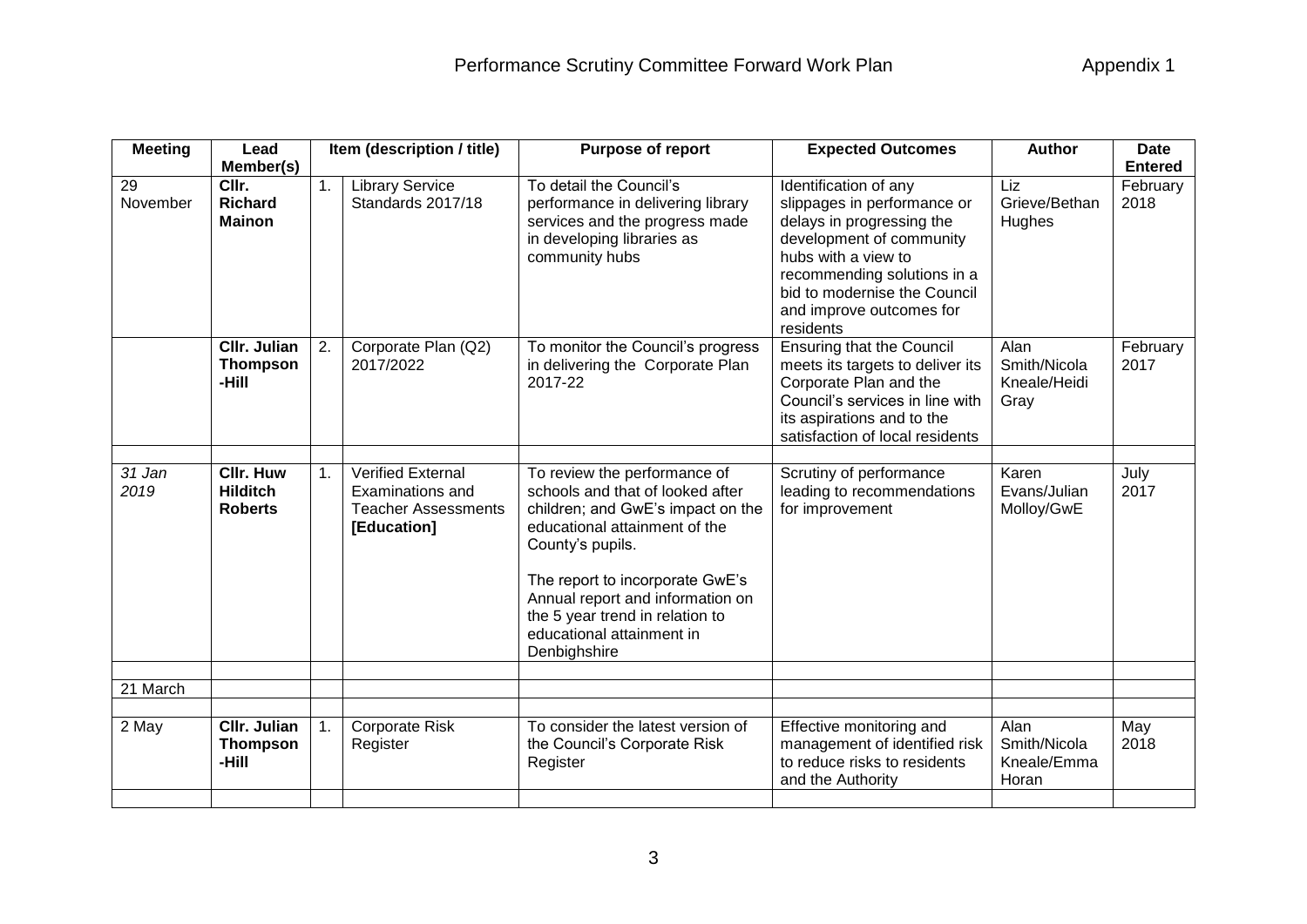# Performance Scrutiny Committee Forward Work Plan

Appendix 1

| Meeting | Lead Member(s) | | Item (description / title) | Purpose of report | Expected Outcomes | Author | Date Entered |
|---|---|---|---|---|---|---|---|
| 29 November | **Cllr. Richard Mainon** | 1. | Library Service Standards 2017/18 | To detail the Council's performance in delivering library services and the progress made in developing libraries as community hubs | Identification of any slippages in performance or delays in progressing the development of community hubs with a view to recommending solutions in a bid to modernise the Council and improve outcomes for residents | Liz Grieve/Bethan Hughes | February 2018 |
| | **Cllr. Julian Thompson-Hill** | 2. | Corporate Plan (Q2) 2017/2022 | To monitor the Council's progress in delivering the Corporate Plan 2017-22 | Ensuring that the Council meets its targets to deliver its Corporate Plan and the Council's services in line with its aspirations and to the satisfaction of local residents | Alan Smith/Nicola Kneale/Heidi Gray | February 2017 |
| | | | | | | | |
| *31 Jan 2019* | **Cllr. Huw Hilditch Roberts** | 1. | Verified External Examinations and Teacher Assessments **[Education]** | To review the performance of schools and that of looked after children; and GwE's impact on the educational attainment of the County's pupils.<br><br>The report to incorporate GwE's Annual report and information on the 5 year trend in relation to educational attainment in Denbighshire | Scrutiny of performance leading to recommendations for improvement | Karen Evans/Julian Molloy/GwE | July 2017 |
| | | | | | | | |
| 21 March | | | | | | | |
| | | | | | | | |
| 2 May | **Cllr. Julian Thompson-Hill** | 1. | Corporate Risk Register | To consider the latest version of the Council's Corporate Risk Register | Effective monitoring and management of identified risk to reduce risks to residents and the Authority | Alan Smith/Nicola Kneale/Emma Horan | May 2018 |
| | | | | | | | |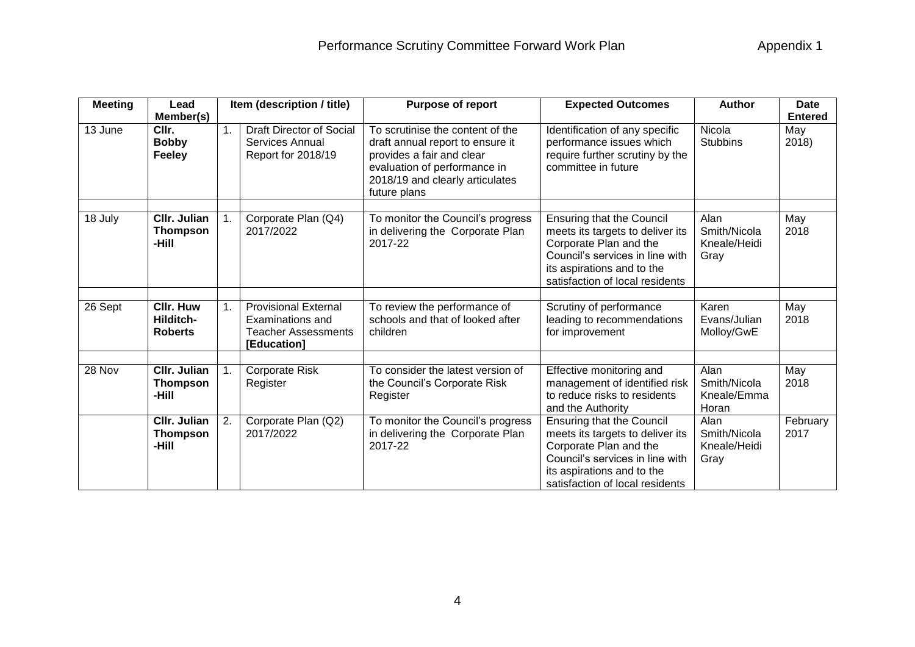# Performance Scrutiny Committee Forward Work Plan

Appendix 1

| Meeting | Lead Member(s) | | Item (description / title) | Purpose of report | Expected Outcomes | Author | Date Entered |
|---|---|---|---|---|---|---|---|
| 13 June | **Cllr. Bobby Feeley** | 1. | Draft Director of Social Services Annual Report for 2018/19 | To scrutinise the content of the draft annual report to ensure it provides a fair and clear evaluation of performance in 2018/19 and clearly articulates future plans | Identification of any specific performance issues which require further scrutiny by the committee in future | Nicola Stubbins | May 2018) |
| | | | | | | | |
| 18 July | **Cllr. Julian Thompson -Hill** | 1. | Corporate Plan (Q4) 2017/2022 | To monitor the Council's progress in delivering the Corporate Plan 2017-22 | Ensuring that the Council meets its targets to deliver its Corporate Plan and the Council's services in line with its aspirations and to the satisfaction of local residents | Alan Smith/Nicola Kneale/Heidi Gray | May 2018 |
| | | | | | | | |
| 26 Sept | **Cllr. Huw Hilditch-Roberts** | 1. | Provisional External Examinations and Teacher Assessments **[Education]** | To review the performance of schools and that of looked after children | Scrutiny of performance leading to recommendations for improvement | Karen Evans/Julian Molloy/GwE | May 2018 |
| | | | | | | | |
| 28 Nov | **Cllr. Julian Thompson -Hill** | 1. | Corporate Risk Register | To consider the latest version of the Council's Corporate Risk Register | Effective monitoring and management of identified risk to reduce risks to residents and the Authority | Alan Smith/Nicola Kneale/Emma Horan | May 2018 |
| | **Cllr. Julian Thompson -Hill** | 2. | Corporate Plan (Q2) 2017/2022 | To monitor the Council's progress in delivering the Corporate Plan 2017-22 | Ensuring that the Council meets its targets to deliver its Corporate Plan and the Council's services in line with its aspirations and to the satisfaction of local residents | Alan Smith/Nicola Kneale/Heidi Gray | February 2017 |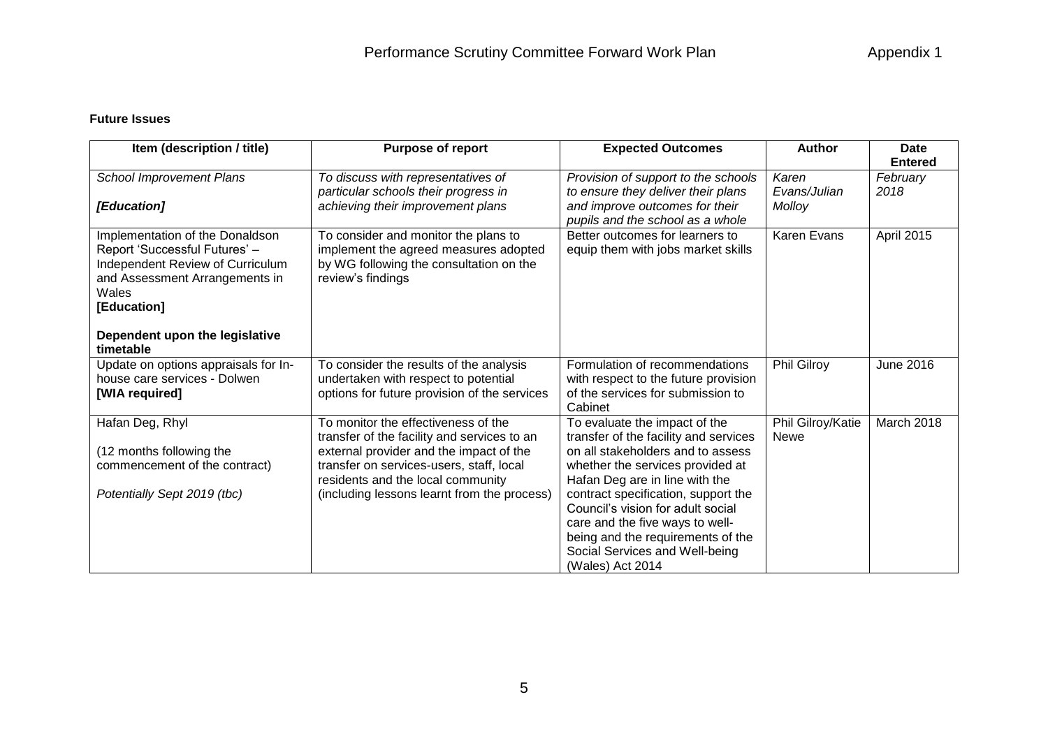**Future Issues**

| Item (description / title) | Purpose of report | Expected Outcomes | Author | Date Entered |
|---|---|---|---|---|
| *School Improvement Plans*<br><br>***[Education]*** | *To discuss with representatives of particular schools their progress in achieving their improvement plans* | *Provision of support to the schools to ensure they deliver their plans and improve outcomes for their pupils and the school as a whole* | *Karen Evans/Julian Molloy* | *February 2018* |
| Implementation of the Donaldson Report 'Successful Futures' – Independent Review of Curriculum and Assessment Arrangements in Wales<br>**[Education]**<br><br>**Dependent upon the legislative timetable** | To consider and monitor the plans to implement the agreed measures adopted by WG following the consultation on the review's findings | Better outcomes for learners to equip them with jobs market skills | Karen Evans | April 2015 |
| Update on options appraisals for In-house care services - Dolwen<br>**[WIA required]** | To consider the results of the analysis undertaken with respect to potential options for future provision of the services | Formulation of recommendations with respect to the future provision of the services for submission to Cabinet | Phil Gilroy | June 2016 |
| Hafan Deg, Rhyl<br><br>(12 months following the commencement of the contract)<br><br>*Potentially Sept 2019 (tbc)* | To monitor the effectiveness of the transfer of the facility and services to an external provider and the impact of the transfer on services-users, staff, local residents and the local community (including lessons learnt from the process) | To evaluate the impact of the transfer of the facility and services on all stakeholders and to assess whether the services provided at Hafan Deg are in line with the contract specification, support the Council's vision for adult social care and the five ways to well-being and the requirements of the Social Services and Well-being (Wales) Act 2014 | Phil Gilroy/Katie Newe | March 2018 |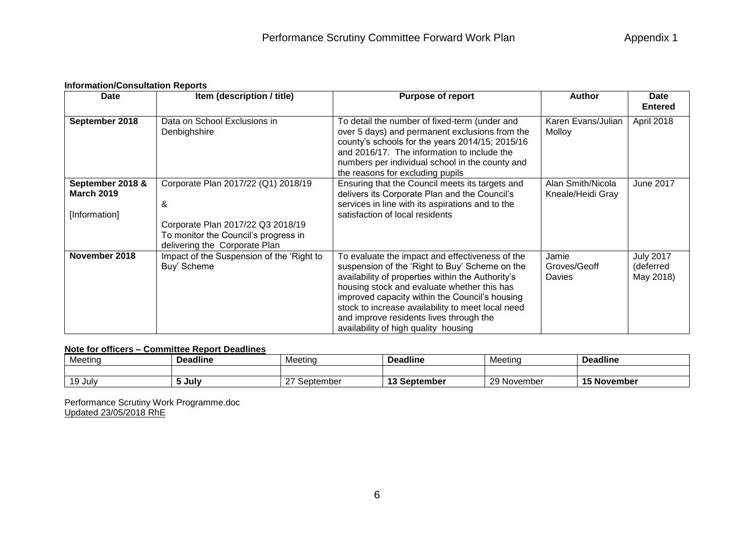# Performance Scrutiny Committee Forward Work Plan

Appendix 1

**Information/Consultation Reports**

| Date | Item (description / title) | Purpose of report | Author | Date Entered |
|---|---|---|---|---|
| **September 2018** | Data on School Exclusions in Denbighshire | To detail the number of fixed-term (under and over 5 days) and permanent exclusions from the county's schools for the years 2014/15; 2015/16 and 2016/17. The information to include the numbers per individual school in the county and the reasons for excluding pupils | Karen Evans/Julian Molloy | April 2018 |
| **September 2018 & March 2019** [Information] | Corporate Plan 2017/22 (Q1) 2018/19 & Corporate Plan 2017/22 Q3 2018/19 To monitor the Council's progress in delivering the Corporate Plan | Ensuring that the Council meets its targets and delivers its Corporate Plan and the Council's services in line with its aspirations and to the satisfaction of local residents | Alan Smith/Nicola Kneale/Heidi Gray | June 2017 |
| **November 2018** | Impact of the Suspension of the 'Right to Buy' Scheme | To evaluate the impact and effectiveness of the suspension of the 'Right to Buy' Scheme on the availability of properties within the Authority's housing stock and evaluate whether this has improved capacity within the Council's housing stock to increase availability to meet local need and improve residents lives through the availability of high quality housing | Jamie Groves/Geoff Davies | July 2017 (deferred May 2018) |

**Note for officers – Committee Report Deadlines**

| Meeting | Deadline | Meeting | Deadline | Meeting | Deadline |
|---|---|---|---|---|---|
| | | | | | |
| 19 July | **5 July** | 27 September | **13 September** | 29 November | **15 November** |

Performance Scrutiny Work Programme.doc
Updated 23/05/2018 RhE